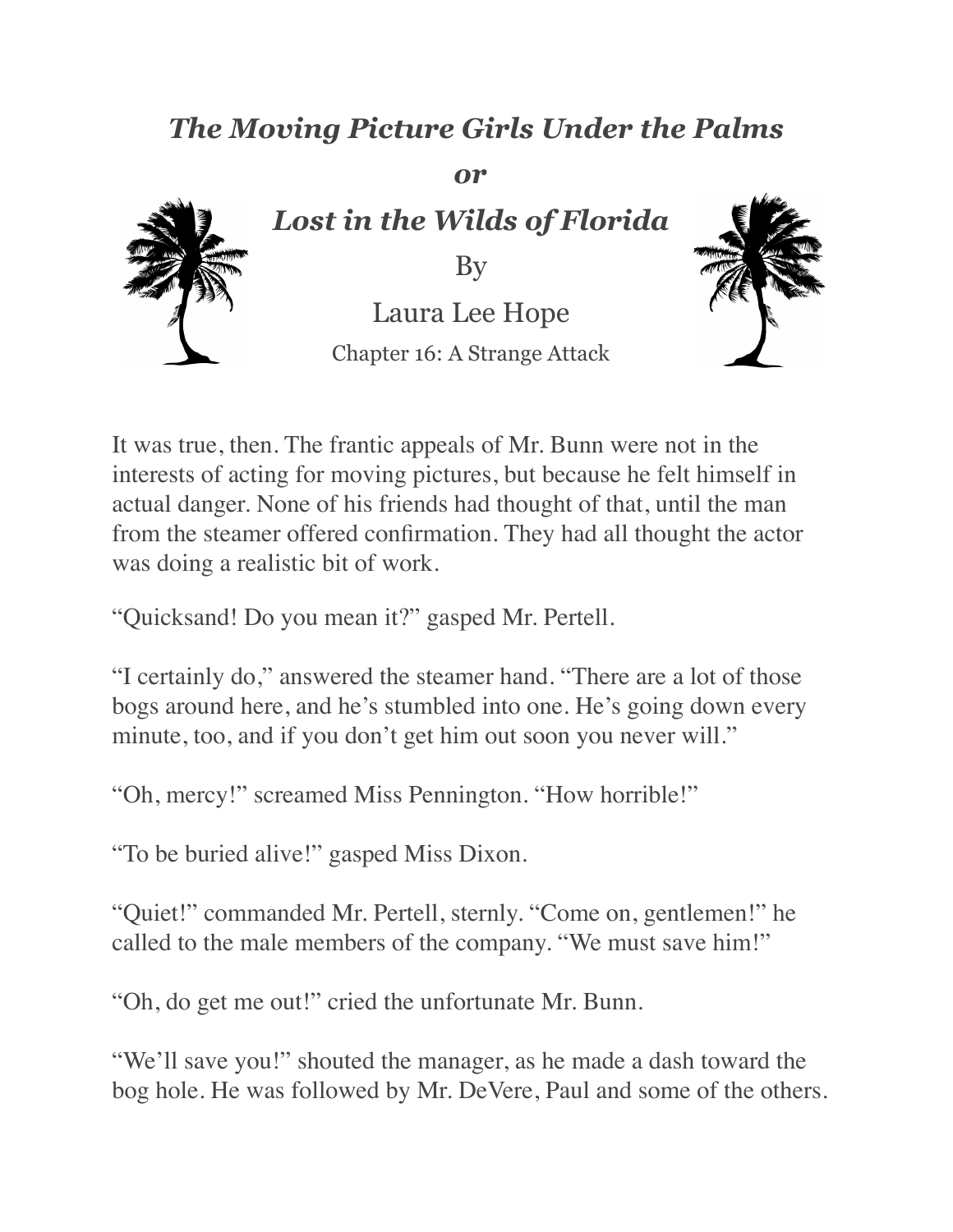# *The Moving Picture Girls Under the Palms*

## *or*

## *Lost in the Wilds of Florida*

By

Laura Lee Hope

### Chapter 16: A Strange Attack

It was true, then. The frantic appeals of Mr. Bunn were not in the interests of acting for moving pictures, but because he felt himself in actual danger. None of his friends had thought of that, until the man from the steamer offered confirmation. They had all thought the actor was doing a realistic bit of work.

"Quicksand! Do you mean it?" gasped Mr. Pertell.

"I certainly do," answered the steamer hand. "There are a lot of those bogs around here, and he's stumbled into one. He's going down every minute, too, and if you don't get him out soon you never will."

"Oh, mercy!" screamed Miss Pennington. "How horrible!"

"To be buried alive!" gasped Miss Dixon.

"Quiet!" commanded Mr. Pertell, sternly. "Come on, gentlemen!" he called to the male members of the company. "We must save him!"

"Oh, do get me out!" cried the unfortunate Mr. Bunn.

"We'll save you!" shouted the manager, as he made a dash toward the bog hole. He was followed by Mr. DeVere, Paul and some of the others.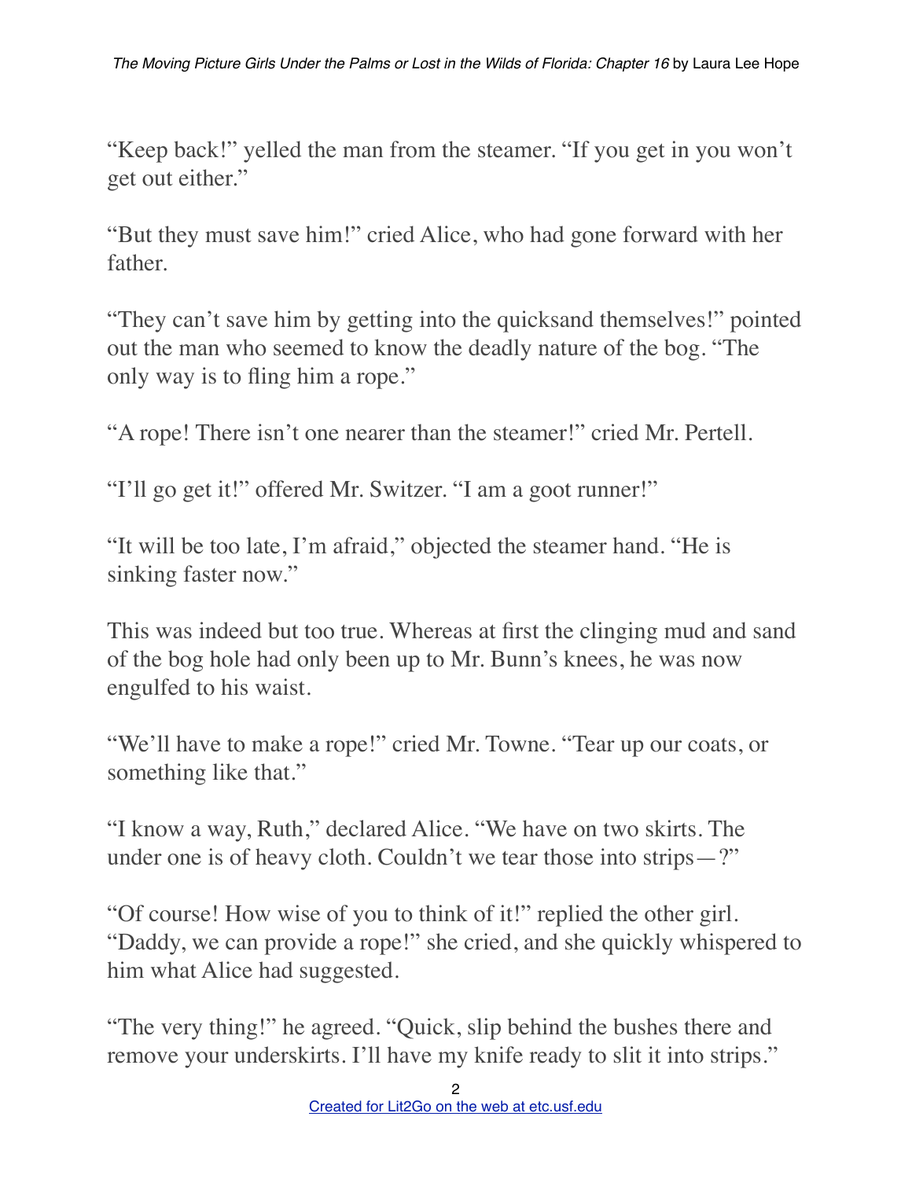"Keep back!" yelled the man from the steamer. "If you get in you won't get out either."

"But they must save him!" cried Alice, who had gone forward with her father.

"They can't save him by getting into the quicksand themselves!" pointed out the man who seemed to know the deadly nature of the bog. "The only way is to fling him a rope."

"A rope! There isn't one nearer than the steamer!" cried Mr. Pertell.

"I'll go get it!" offered Mr. Switzer. "I am a goot runner!"

"It will be too late, I'm afraid," objected the steamer hand. "He is sinking faster now."

This was indeed but too true. Whereas at first the clinging mud and sand of the bog hole had only been up to Mr. Bunn's knees, he was now engulfed to his waist.

"We'll have to make a rope!" cried Mr. Towne. "Tear up our coats, or something like that."

"I know a way, Ruth," declared Alice. "We have on two skirts. The under one is of heavy cloth. Couldn't we tear those into strips—?"

"Of course! How wise of you to think of it!" replied the other girl. "Daddy, we can provide a rope!" she cried, and she quickly whispered to him what Alice had suggested.

"The very thing!" he agreed. "Quick, slip behind the bushes there and remove your underskirts. I'll have my knife ready to slit it into strips."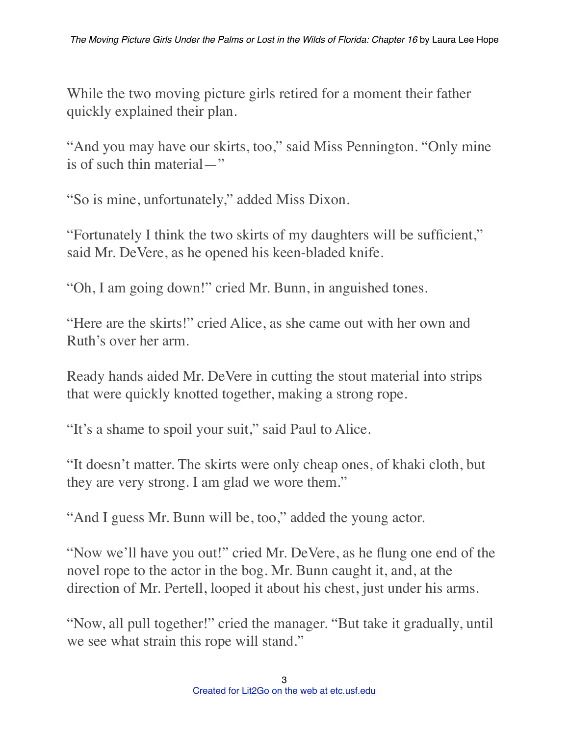While the two moving picture girls retired for a moment their father quickly explained their plan.

“And you may have our skirts, too,” said Miss Pennington. “Only mine is of such thin material—”

“So is mine, unfortunately,” added Miss Dixon.

“Fortunately I think the two skirts of my daughters will be sufficient,” said Mr. DeVere, as he opened his keen-bladed knife.

“Oh, I am going down!” cried Mr. Bunn, in anguished tones.

“Here are the skirts!” cried Alice, as she came out with her own and Ruth’s over her arm.

Ready hands aided Mr. DeVere in cutting the stout material into strips that were quickly knotted together, making a strong rope.

“It’s a shame to spoil your suit,” said Paul to Alice.

“It doesn’t matter. The skirts were only cheap ones, of khaki cloth, but they are very strong. I am glad we wore them.”

“And I guess Mr. Bunn will be, too,” added the young actor.

“Now we’ll have you out!” cried Mr. DeVere, as he flung one end of the novel rope to the actor in the bog. Mr. Bunn caught it, and, at the direction of Mr. Pertell, looped it about his chest, just under his arms.

“Now, all pull together!” cried the manager. “But take it gradually, until we see what strain this rope will stand.”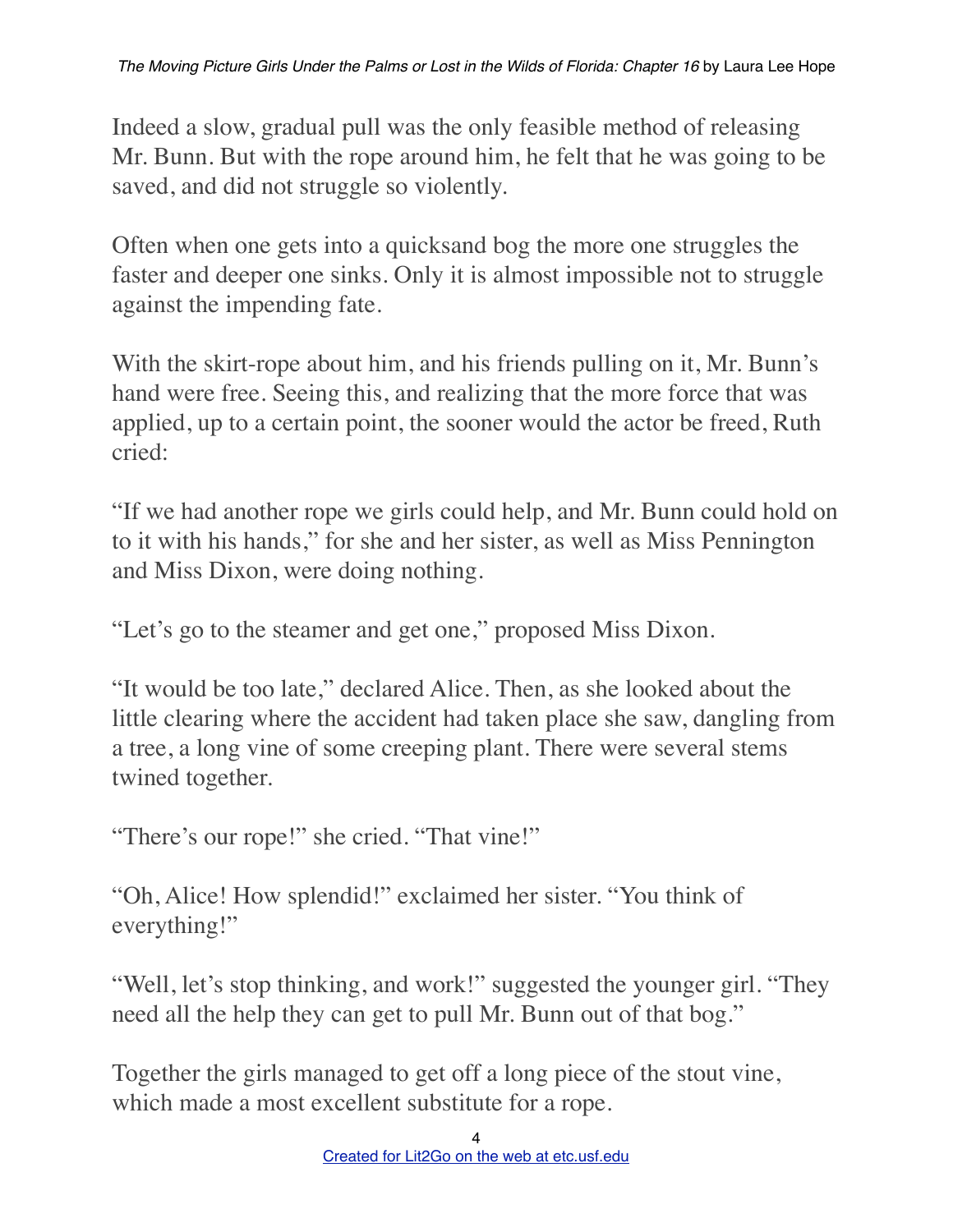Indeed a slow, gradual pull was the only feasible method of releasing Mr. Bunn. But with the rope around him, he felt that he was going to be saved, and did not struggle so violently.

Often when one gets into a quicksand bog the more one struggles the faster and deeper one sinks. Only it is almost impossible not to struggle against the impending fate.

With the skirt-rope about him, and his friends pulling on it, Mr. Bunn's hand were free. Seeing this, and realizing that the more force that was applied, up to a certain point, the sooner would the actor be freed, Ruth cried:

"If we had another rope we girls could help, and Mr. Bunn could hold on to it with his hands," for she and her sister, as well as Miss Pennington and Miss Dixon, were doing nothing.

"Let's go to the steamer and get one," proposed Miss Dixon.

"It would be too late," declared Alice. Then, as she looked about the little clearing where the accident had taken place she saw, dangling from a tree, a long vine of some creeping plant. There were several stems twined together.

"There's our rope!" she cried. "That vine!"

"Oh, Alice! How splendid!" exclaimed her sister. "You think of everything!"

"Well, let's stop thinking, and work!" suggested the younger girl. "They need all the help they can get to pull Mr. Bunn out of that bog."

Together the girls managed to get off a long piece of the stout vine, which made a most excellent substitute for a rope.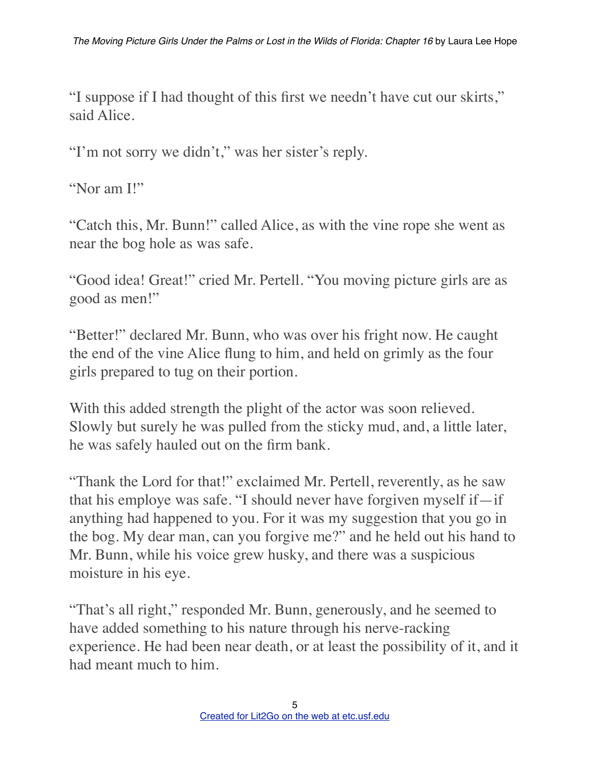"I suppose if I had thought of this first we needn't have cut our skirts," said Alice.

"I'm not sorry we didn't," was her sister's reply.

"Nor am I!"

"Catch this, Mr. Bunn!" called Alice, as with the vine rope she went as near the bog hole as was safe.

"Good idea! Great!" cried Mr. Pertell. "You moving picture girls are as good as men!"

"Better!" declared Mr. Bunn, who was over his fright now. He caught the end of the vine Alice flung to him, and held on grimly as the four girls prepared to tug on their portion.

With this added strength the plight of the actor was soon relieved. Slowly but surely he was pulled from the sticky mud, and, a little later, he was safely hauled out on the firm bank.

"Thank the Lord for that!" exclaimed Mr. Pertell, reverently, as he saw that his employe was safe. "I should never have forgiven myself if—if anything had happened to you. For it was my suggestion that you go in the bog. My dear man, can you forgive me?" and he held out his hand to Mr. Bunn, while his voice grew husky, and there was a suspicious moisture in his eye.

"That's all right," responded Mr. Bunn, generously, and he seemed to have added something to his nature through his nerve-racking experience. He had been near death, or at least the possibility of it, and it had meant much to him.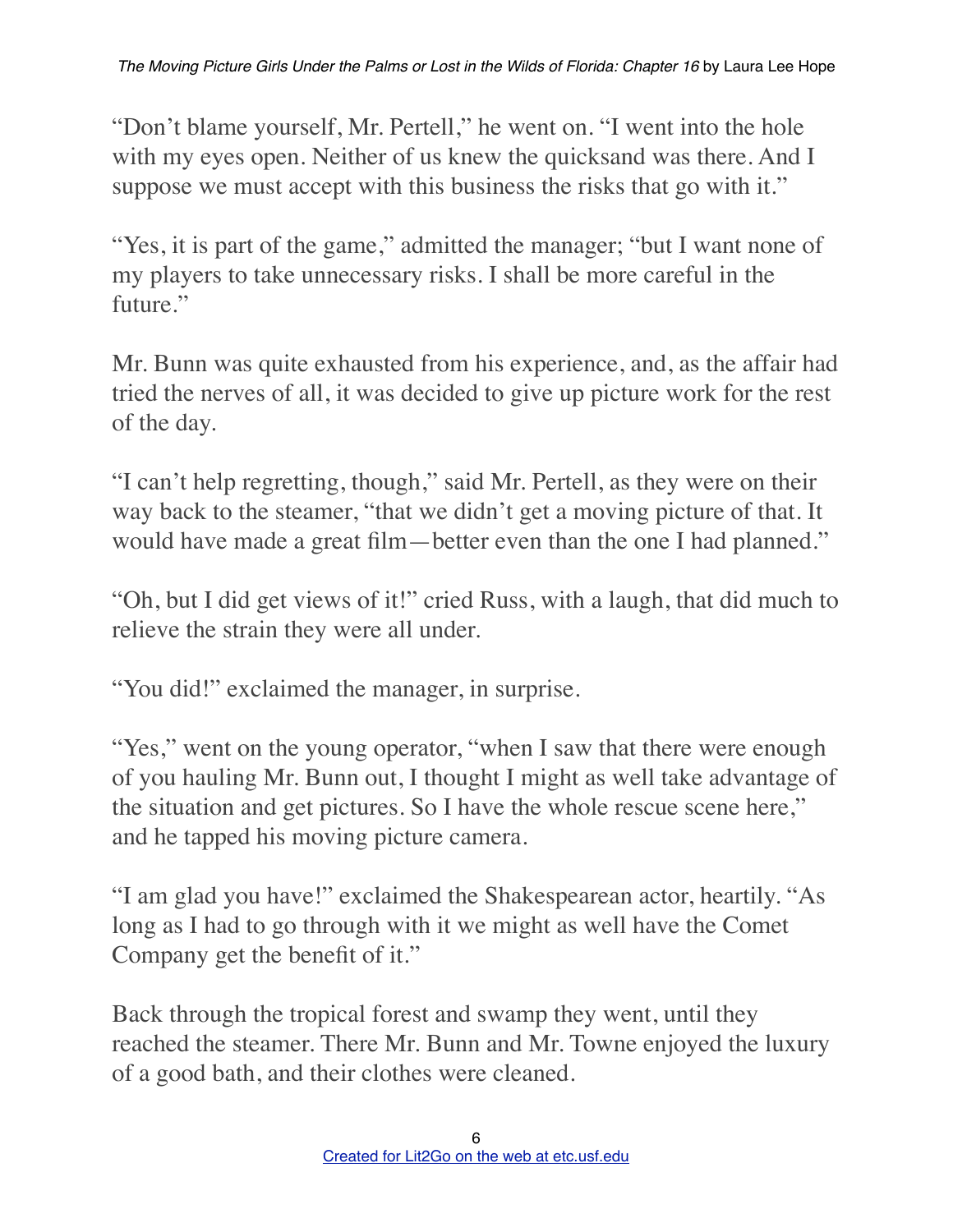"Don't blame yourself, Mr. Pertell," he went on. "I went into the hole with my eyes open. Neither of us knew the quicksand was there. And I suppose we must accept with this business the risks that go with it."

"Yes, it is part of the game," admitted the manager; "but I want none of my players to take unnecessary risks. I shall be more careful in the future."

Mr. Bunn was quite exhausted from his experience, and, as the affair had tried the nerves of all, it was decided to give up picture work for the rest of the day.

"I can't help regretting, though," said Mr. Pertell, as they were on their way back to the steamer, "that we didn't get a moving picture of that. It would have made a great film—better even than the one I had planned."

"Oh, but I did get views of it!" cried Russ, with a laugh, that did much to relieve the strain they were all under.

"You did!" exclaimed the manager, in surprise.

"Yes," went on the young operator, "when I saw that there were enough of you hauling Mr. Bunn out, I thought I might as well take advantage of the situation and get pictures. So I have the whole rescue scene here," and he tapped his moving picture camera.

"I am glad you have!" exclaimed the Shakespearean actor, heartily. "As long as I had to go through with it we might as well have the Comet Company get the benefit of it."

Back through the tropical forest and swamp they went, until they reached the steamer. There Mr. Bunn and Mr. Towne enjoyed the luxury of a good bath, and their clothes were cleaned.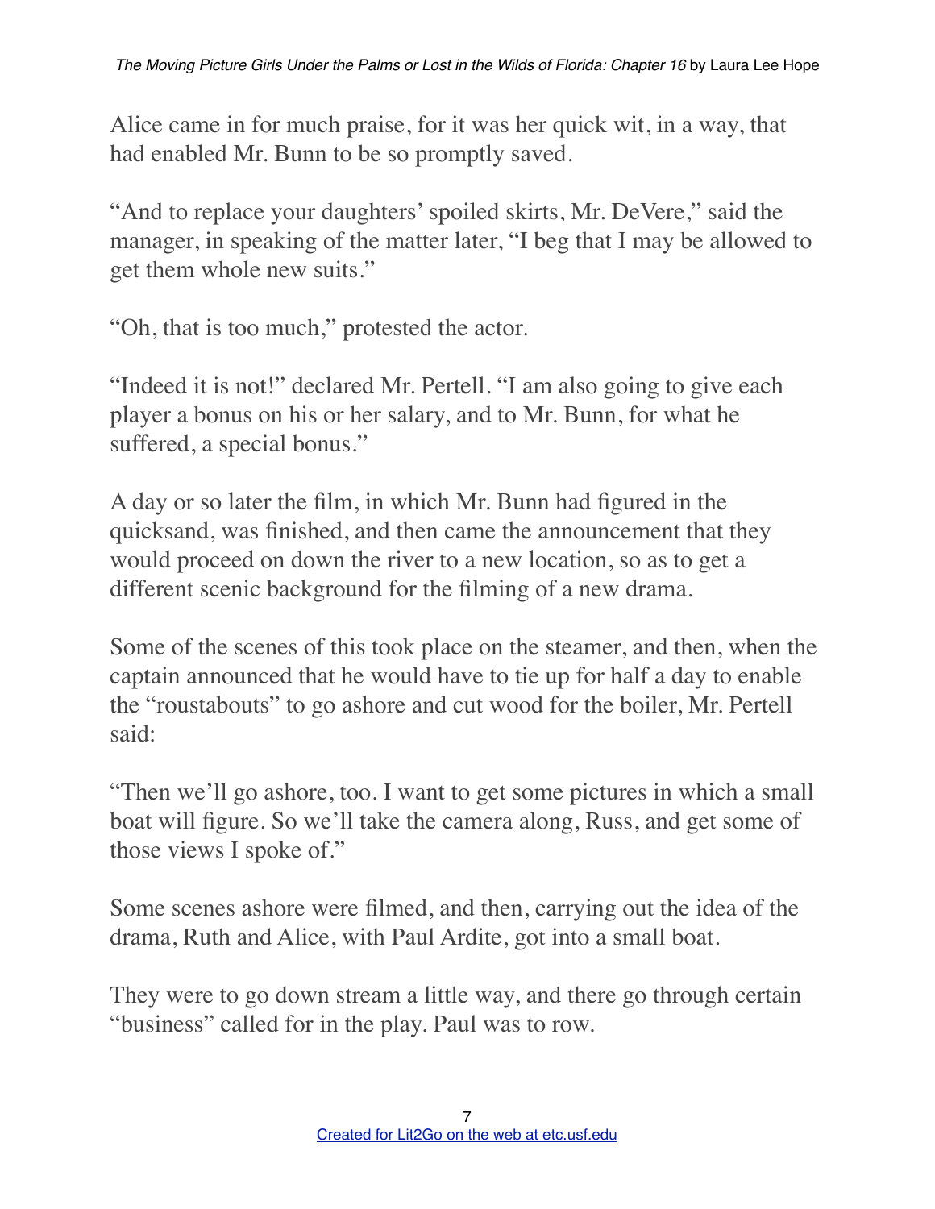Alice came in for much praise, for it was her quick wit, in a way, that had enabled Mr. Bunn to be so promptly saved.

"And to replace your daughters' spoiled skirts, Mr. DeVere," said the manager, in speaking of the matter later, "I beg that I may be allowed to get them whole new suits."

"Oh, that is too much," protested the actor.

"Indeed it is not!" declared Mr. Pertell. "I am also going to give each player a bonus on his or her salary, and to Mr. Bunn, for what he suffered, a special bonus."

A day or so later the film, in which Mr. Bunn had figured in the quicksand, was finished, and then came the announcement that they would proceed on down the river to a new location, so as to get a different scenic background for the filming of a new drama.

Some of the scenes of this took place on the steamer, and then, when the captain announced that he would have to tie up for half a day to enable the "roustabouts" to go ashore and cut wood for the boiler, Mr. Pertell said:

"Then we'll go ashore, too. I want to get some pictures in which a small boat will figure. So we'll take the camera along, Russ, and get some of those views I spoke of."

Some scenes ashore were filmed, and then, carrying out the idea of the drama, Ruth and Alice, with Paul Ardite, got into a small boat.

They were to go down stream a little way, and there go through certain "business" called for in the play. Paul was to row.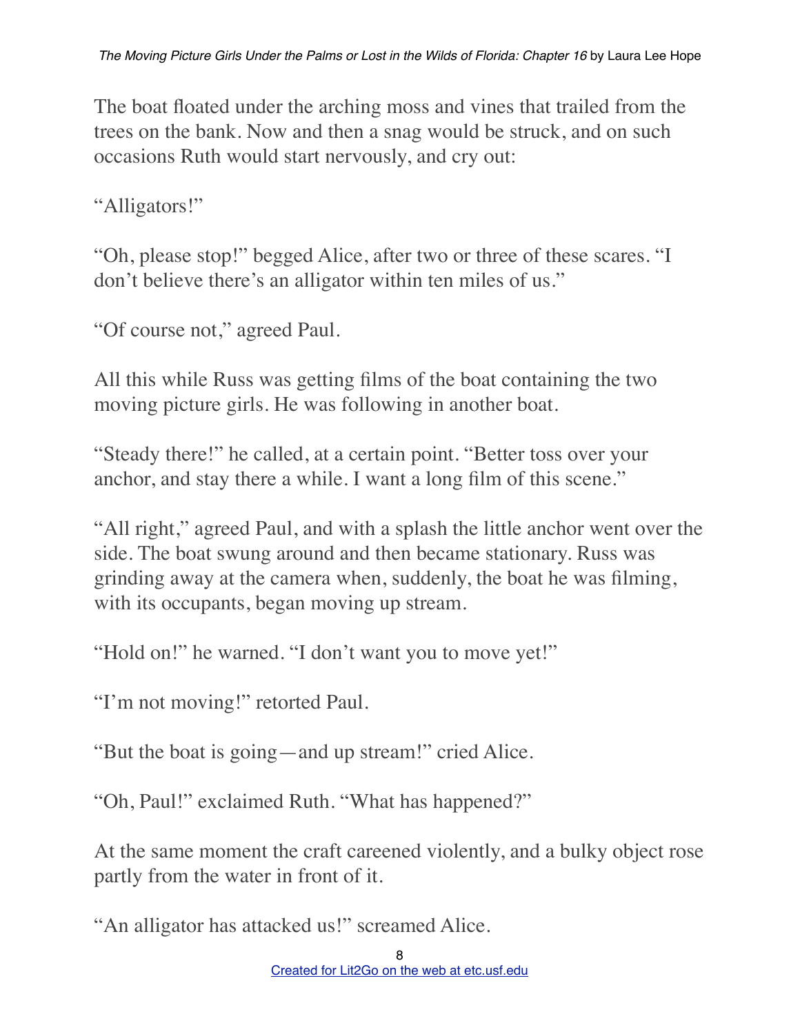The boat floated under the arching moss and vines that trailed from the trees on the bank. Now and then a snag would be struck, and on such occasions Ruth would start nervously, and cry out:

"Alligators!"

"Oh, please stop!" begged Alice, after two or three of these scares. "I don't believe there's an alligator within ten miles of us."

"Of course not," agreed Paul.

All this while Russ was getting films of the boat containing the two moving picture girls. He was following in another boat.

"Steady there!" he called, at a certain point. "Better toss over your anchor, and stay there a while. I want a long film of this scene."

"All right," agreed Paul, and with a splash the little anchor went over the side. The boat swung around and then became stationary. Russ was grinding away at the camera when, suddenly, the boat he was filming, with its occupants, began moving up stream.

"Hold on!" he warned. "I don't want you to move yet!"

"I'm not moving!" retorted Paul.

"But the boat is going—and up stream!" cried Alice.

"Oh, Paul!" exclaimed Ruth. "What has happened?"

At the same moment the craft careened violently, and a bulky object rose partly from the water in front of it.

"An alligator has attacked us!" screamed Alice.